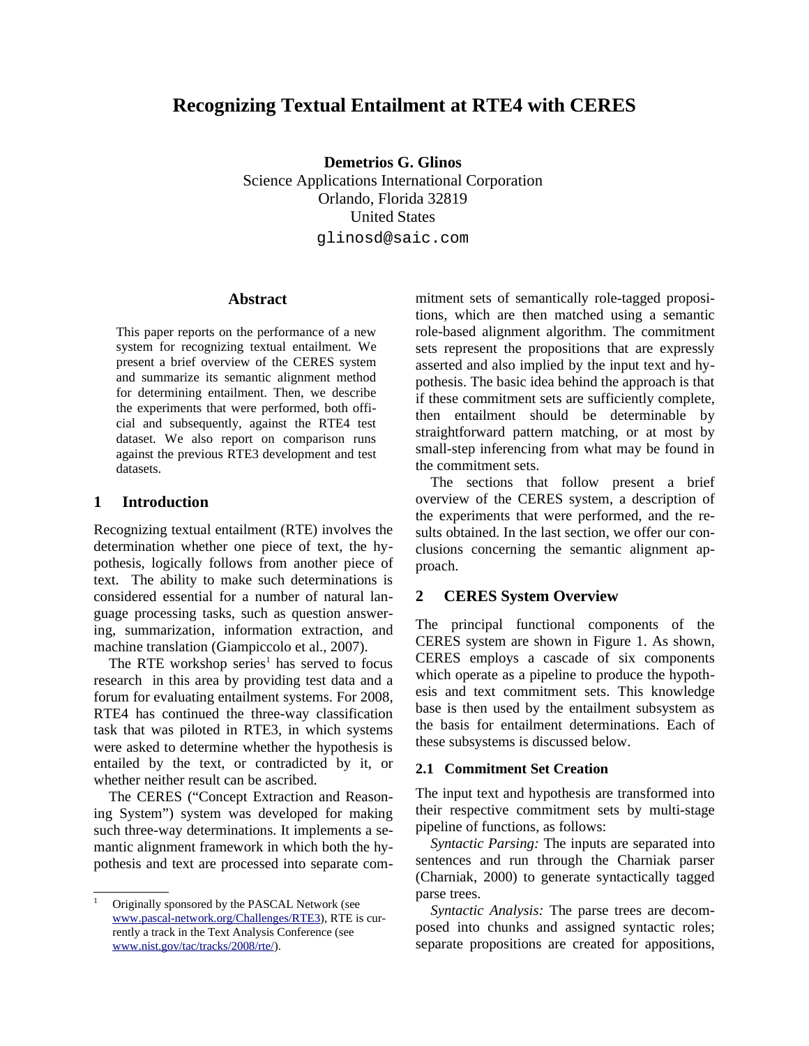# Recognizing Textual Entailment at RTE4 with CERES

**Demetrios G. Glinos**
Science Applications International Corporation
Orlando, Florida 32819
United States
glinosd@saic.com

## Abstract

This paper reports on the performance of a new system for recognizing textual entailment. We present a brief overview of the CERES system and summarize its semantic alignment method for determining entailment. Then, we describe the experiments that were performed, both official and subsequently, against the RTE4 test dataset. We also report on comparison runs against the previous RTE3 development and test datasets.

## 1 Introduction

Recognizing textual entailment (RTE) involves the determination whether one piece of text, the hypothesis, logically follows from another piece of text. The ability to make such determinations is considered essential for a number of natural language processing tasks, such as question answering, summarization, information extraction, and machine translation (Giampiccolo et al., 2007).

The RTE workshop series[1] has served to focus research in this area by providing test data and a forum for evaluating entailment systems. For 2008, RTE4 has continued the three-way classification task that was piloted in RTE3, in which systems were asked to determine whether the hypothesis is entailed by the text, or contradicted by it, or whether neither result can be ascribed.

The CERES ("Concept Extraction and Reasoning System") system was developed for making such three-way determinations. It implements a semantic alignment framework in which both the hypothesis and text are processed into separate commitment sets of semantically role-tagged propositions, which are then matched using a semantic role-based alignment algorithm. The commitment sets represent the propositions that are expressly asserted and also implied by the input text and hypothesis. The basic idea behind the approach is that if these commitment sets are sufficiently complete, then entailment should be determinable by straightforward pattern matching, or at most by small-step inferencing from what may be found in the commitment sets.

The sections that follow present a brief overview of the CERES system, a description of the experiments that were performed, and the results obtained. In the last section, we offer our conclusions concerning the semantic alignment approach.

## 2 CERES System Overview

The principal functional components of the CERES system are shown in Figure 1. As shown, CERES employs a cascade of six components which operate as a pipeline to produce the hypothesis and text commitment sets. This knowledge base is then used by the entailment subsystem as the basis for entailment determinations. Each of these subsystems is discussed below.

### 2.1 Commitment Set Creation

The input text and hypothesis are transformed into their respective commitment sets by multi-stage pipeline of functions, as follows:

*Syntactic Parsing:* The inputs are separated into sentences and run through the Charniak parser (Charniak, 2000) to generate syntactically tagged parse trees.

*Syntactic Analysis:* The parse trees are decomposed into chunks and assigned syntactic roles; separate propositions are created for appositions,

---

[1] Originally sponsored by the PASCAL Network (see www.pascal-network.org/Challenges/RTE3), RTE is currently a track in the Text Analysis Conference (see www.nist.gov/tac/tracks/2008/rte/).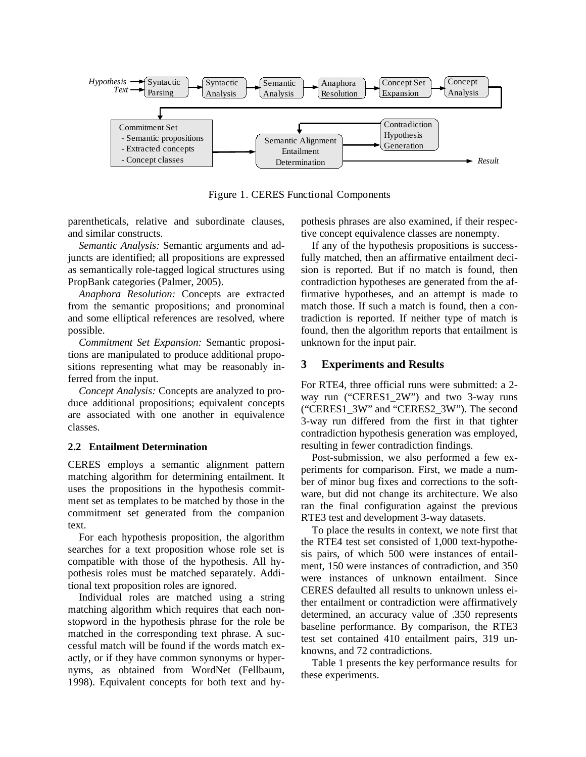Figure 1. CERES Functional Components

parentheticals, relative and subordinate clauses, and similar constructs.

*Semantic Analysis:* Semantic arguments and adjuncts are identified; all propositions are expressed as semantically role-tagged logical structures using PropBank categories (Palmer, 2005).

*Anaphora Resolution:* Concepts are extracted from the semantic propositions; and pronominal and some elliptical references are resolved, where possible.

*Commitment Set Expansion:* Semantic propositions are manipulated to produce additional propositions representing what may be reasonably inferred from the input.

*Concept Analysis:* Concepts are analyzed to produce additional propositions; equivalent concepts are associated with one another in equivalence classes.

### 2.2 Entailment Determination

CERES employs a semantic alignment pattern matching algorithm for determining entailment. It uses the propositions in the hypothesis commitment set as templates to be matched by those in the commitment set generated from the companion text.

For each hypothesis proposition, the algorithm searches for a text proposition whose role set is compatible with those of the hypothesis. All hypothesis roles must be matched separately. Additional text proposition roles are ignored.

Individual roles are matched using a string matching algorithm which requires that each nonstopword in the hypothesis phrase for the role be matched in the corresponding text phrase. A successful match will be found if the words match exactly, or if they have common synonyms or hypernyms, as obtained from WordNet (Fellbaum, 1998). Equivalent concepts for both text and hypothesis phrases are also examined, if their respective concept equivalence classes are nonempty.

If any of the hypothesis propositions is successfully matched, then an affirmative entailment decision is reported. But if no match is found, then contradiction hypotheses are generated from the affirmative hypotheses, and an attempt is made to match those. If such a match is found, then a contradiction is reported. If neither type of match is found, then the algorithm reports that entailment is unknown for the input pair.

## 3 Experiments and Results

For RTE4, three official runs were submitted: a 2-way run ("CERES1_2W") and two 3-way runs ("CERES1_3W" and "CERES2_3W"). The second 3-way run differed from the first in that tighter contradiction hypothesis generation was employed, resulting in fewer contradiction findings.

Post-submission, we also performed a few experiments for comparison. First, we made a number of minor bug fixes and corrections to the software, but did not change its architecture. We also ran the final configuration against the previous RTE3 test and development 3-way datasets.

To place the results in context, we note first that the RTE4 test set consisted of 1,000 text-hypothesis pairs, of which 500 were instances of entailment, 150 were instances of contradiction, and 350 were instances of unknown entailment. Since CERES defaulted all results to unknown unless either entailment or contradiction were affirmatively determined, an accuracy value of .350 represents baseline performance. By comparison, the RTE3 test set contained 410 entailment pairs, 319 unknowns, and 72 contradictions.

Table 1 presents the key performance results for these experiments.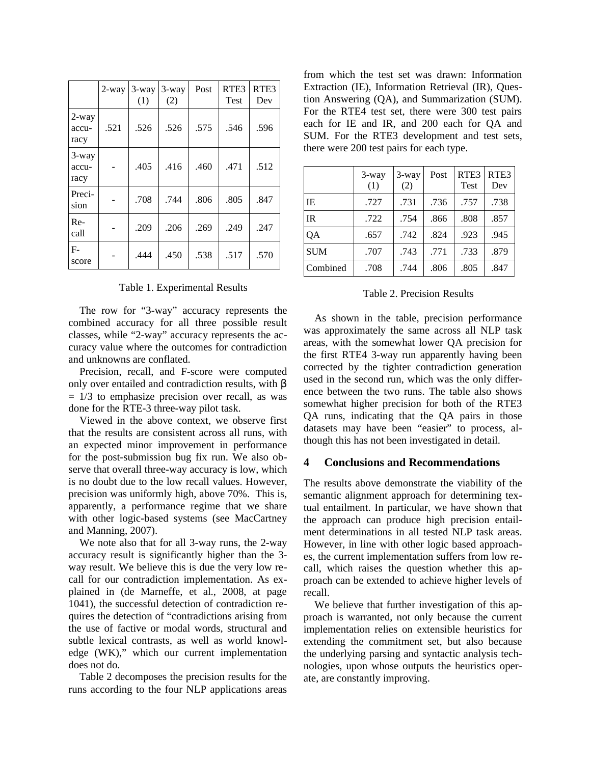| | 2-way | 3-way (1) | 3-way (2) | Post | RTE3 Test | RTE3 Dev |
|---|---|---|---|---|---|---|
| 2-way accuracy | .521 | .526 | .526 | .575 | .546 | .596 |
| 3-way accuracy | - | .405 | .416 | .460 | .471 | .512 |
| Precision | - | .708 | .744 | .806 | .805 | .847 |
| Recall | - | .209 | .206 | .269 | .249 | .247 |
| F-score | - | .444 | .450 | .538 | .517 | .570 |

Table 1. Experimental Results

The row for "3-way" accuracy represents the combined accuracy for all three possible result classes, while "2-way" accuracy represents the accuracy value where the outcomes for contradiction and unknowns are conflated.

Precision, recall, and F-score were computed only over entailed and contradiction results, with $\beta = 1/3$ to emphasize precision over recall, as was done for the RTE-3 three-way pilot task.

Viewed in the above context, we observe first that the results are consistent across all runs, with an expected minor improvement in performance for the post-submission bug fix run. We also observe that overall three-way accuracy is low, which is no doubt due to the low recall values. However, precision was uniformly high, above 70%. This is, apparently, a performance regime that we share with other logic-based systems (see MacCartney and Manning, 2007).

We note also that for all 3-way runs, the 2-way accuracy result is significantly higher than the 3-way result. We believe this is due the very low recall for our contradiction implementation. As explained in (de Marneffe, et al., 2008, at page 1041), the successful detection of contradiction requires the detection of "contradictions arising from the use of factive or modal words, structural and subtle lexical contrasts, as well as world knowledge (WK)," which our current implementation does not do.

Table 2 decomposes the precision results for the runs according to the four NLP applications areas from which the test set was drawn: Information Extraction (IE), Information Retrieval (IR), Question Answering (QA), and Summarization (SUM). For the RTE4 test set, there were 300 test pairs each for IE and IR, and 200 each for QA and SUM. For the RTE3 development and test sets, there were 200 test pairs for each type.

| | 3-way (1) | 3-way (2) | Post | RTE3 Test | RTE3 Dev |
|---|---|---|---|---|---|
| IE | .727 | .731 | .736 | .757 | .738 |
| IR | .722 | .754 | .866 | .808 | .857 |
| QA | .657 | .742 | .824 | .923 | .945 |
| SUM | .707 | .743 | .771 | .733 | .879 |
| Combined | .708 | .744 | .806 | .805 | .847 |

Table 2. Precision Results

As shown in the table, precision performance was approximately the same across all NLP task areas, with the somewhat lower QA precision for the first RTE4 3-way run apparently having been corrected by the tighter contradiction generation used in the second run, which was the only difference between the two runs. The table also shows somewhat higher precision for both of the RTE3 QA runs, indicating that the QA pairs in those datasets may have been "easier" to process, although this has not been investigated in detail.

## 4 Conclusions and Recommendations

The results above demonstrate the viability of the semantic alignment approach for determining textual entailment. In particular, we have shown that the approach can produce high precision entailment determinations in all tested NLP task areas. However, in line with other logic based approaches, the current implementation suffers from low recall, which raises the question whether this approach can be extended to achieve higher levels of recall.

We believe that further investigation of this approach is warranted, not only because the current implementation relies on extensible heuristics for extending the commitment set, but also because the underlying parsing and syntactic analysis technologies, upon whose outputs the heuristics operate, are constantly improving.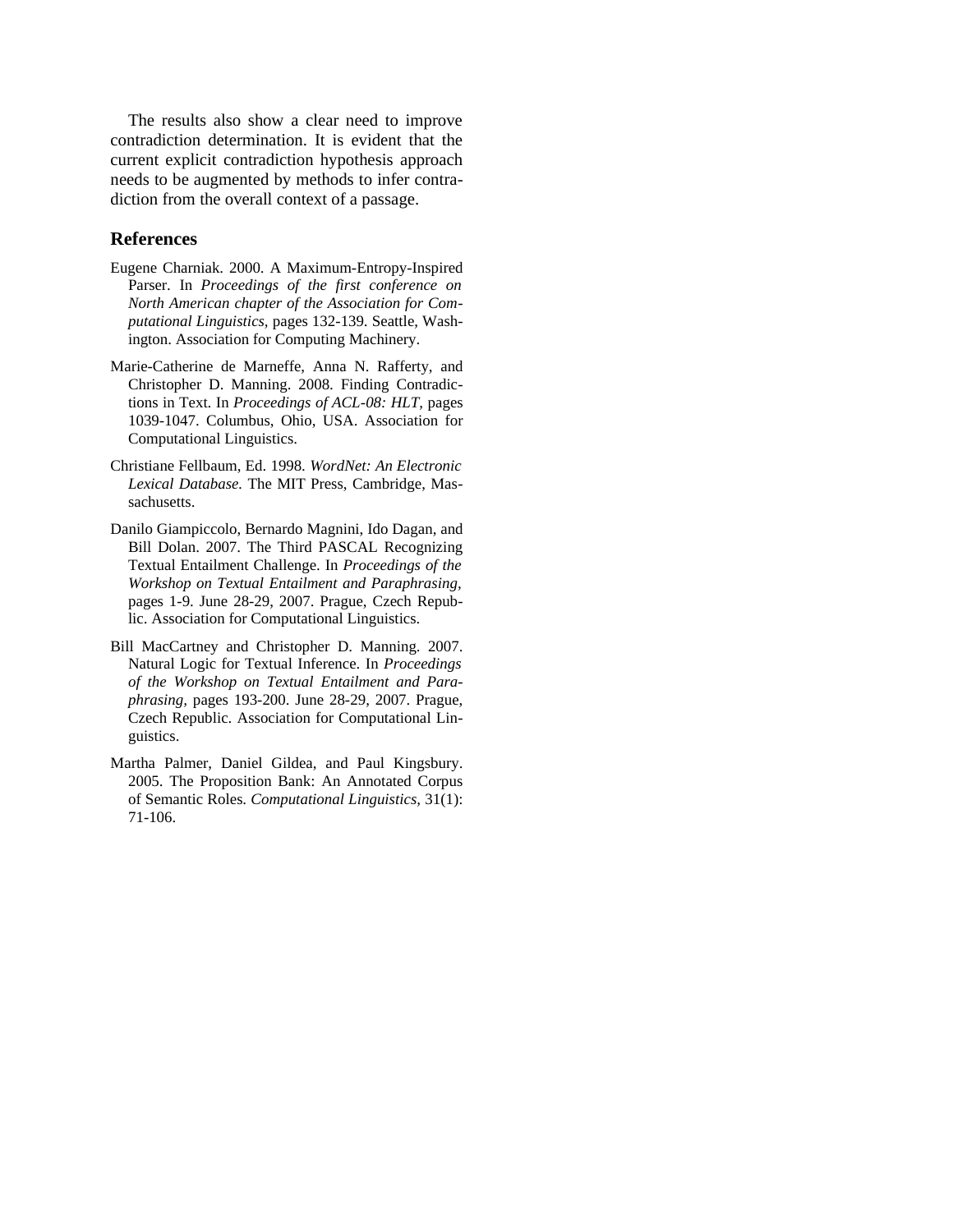The results also show a clear need to improve contradiction determination. It is evident that the current explicit contradiction hypothesis approach needs to be augmented by methods to infer contradiction from the overall context of a passage.

## References

Eugene Charniak. 2000. A Maximum-Entropy-Inspired Parser. In *Proceedings of the first conference on North American chapter of the Association for Computational Linguistics*, pages 132-139. Seattle, Washington. Association for Computing Machinery.

Marie-Catherine de Marneffe, Anna N. Rafferty, and Christopher D. Manning. 2008. Finding Contradictions in Text. In *Proceedings of ACL-08: HLT*, pages 1039-1047. Columbus, Ohio, USA. Association for Computational Linguistics.

Christiane Fellbaum, Ed. 1998. *WordNet: An Electronic Lexical Database*. The MIT Press, Cambridge, Massachusetts.

Danilo Giampiccolo, Bernardo Magnini, Ido Dagan, and Bill Dolan. 2007. The Third PASCAL Recognizing Textual Entailment Challenge. In *Proceedings of the Workshop on Textual Entailment and Paraphrasing*, pages 1-9. June 28-29, 2007. Prague, Czech Republic. Association for Computational Linguistics.

Bill MacCartney and Christopher D. Manning. 2007. Natural Logic for Textual Inference. In *Proceedings of the Workshop on Textual Entailment and Paraphrasing*, pages 193-200. June 28-29, 2007. Prague, Czech Republic. Association for Computational Linguistics.

Martha Palmer, Daniel Gildea, and Paul Kingsbury. 2005. The Proposition Bank: An Annotated Corpus of Semantic Roles. *Computational Linguistics*, 31(1): 71-106.